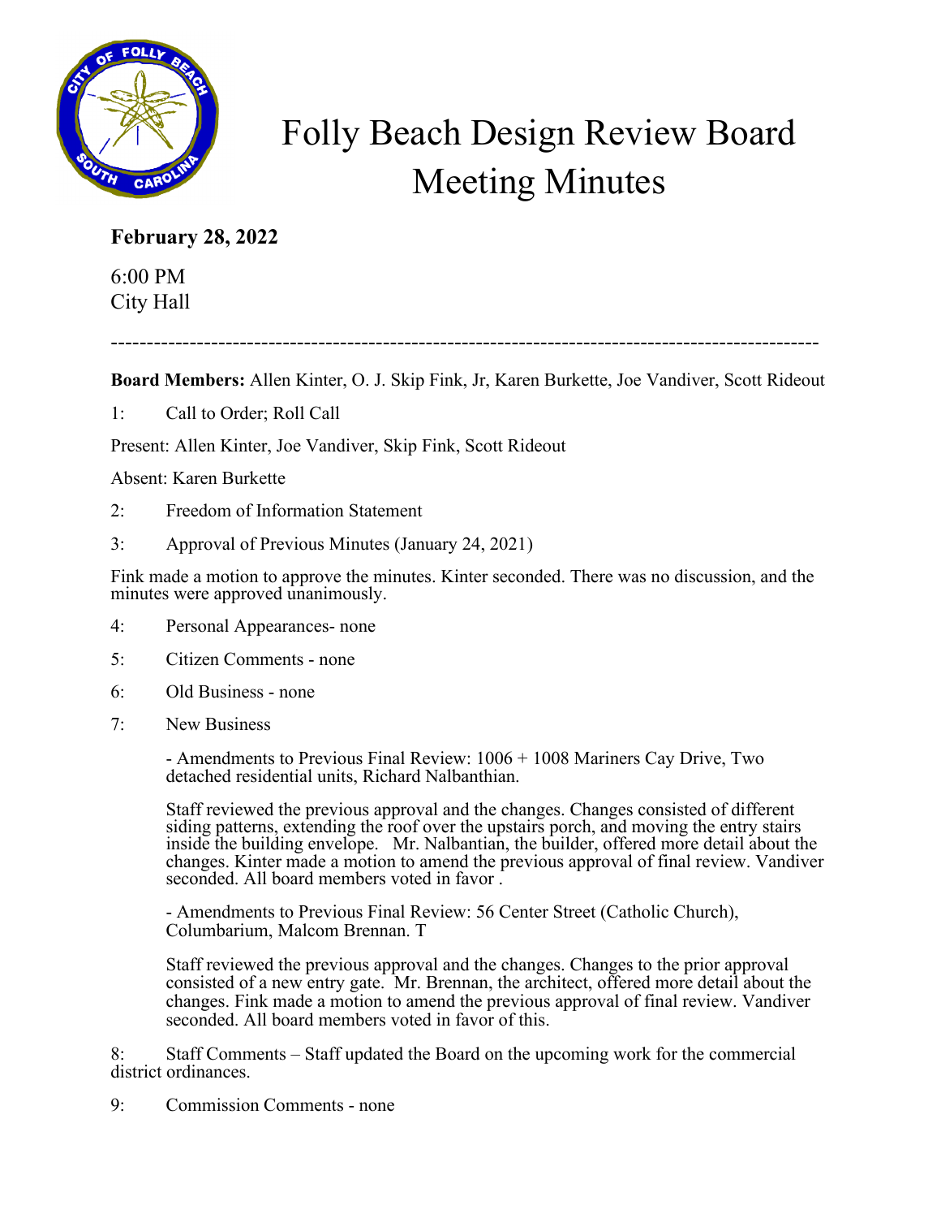// Folly Beach Design Review Board Meeting Minutes — page 1

# Folly Beach Design Review Board Meeting Minutes

**February 28, 2022**

6:00 PM
City Hall

---

**Board Members:** Allen Kinter, O. J. Skip Fink, Jr, Karen Burkette, Joe Vandiver, Scott Rideout

1: Call to Order; Roll Call

Present: Allen Kinter, Joe Vandiver, Skip Fink, Scott Rideout

Absent: Karen Burkette

2: Freedom of Information Statement

3: Approval of Previous Minutes (January 24, 2021)

Fink made a motion to approve the minutes. Kinter seconded. There was no discussion, and the minutes were approved unanimously.

4: Personal Appearances- none

5: Citizen Comments - none

6: Old Business - none

7: New Business

- Amendments to Previous Final Review: 1006 + 1008 Mariners Cay Drive, Two detached residential units, Richard Nalbanthian.

  Staff reviewed the previous approval and the changes. Changes consisted of different siding patterns, extending the roof over the upstairs porch, and moving the entry stairs inside the building envelope. Mr. Nalbantian, the builder, offered more detail about the changes. Kinter made a motion to amend the previous approval of final review. Vandiver seconded. All board members voted in favor .

- Amendments to Previous Final Review: 56 Center Street (Catholic Church), Columbarium, Malcom Brennan. T

  Staff reviewed the previous approval and the changes. Changes to the prior approval consisted of a new entry gate. Mr. Brennan, the architect, offered more detail about the changes. Fink made a motion to amend the previous approval of final review. Vandiver seconded. All board members voted in favor of this.

8: Staff Comments – Staff updated the Board on the upcoming work for the commercial district ordinances.

9: Commission Comments - none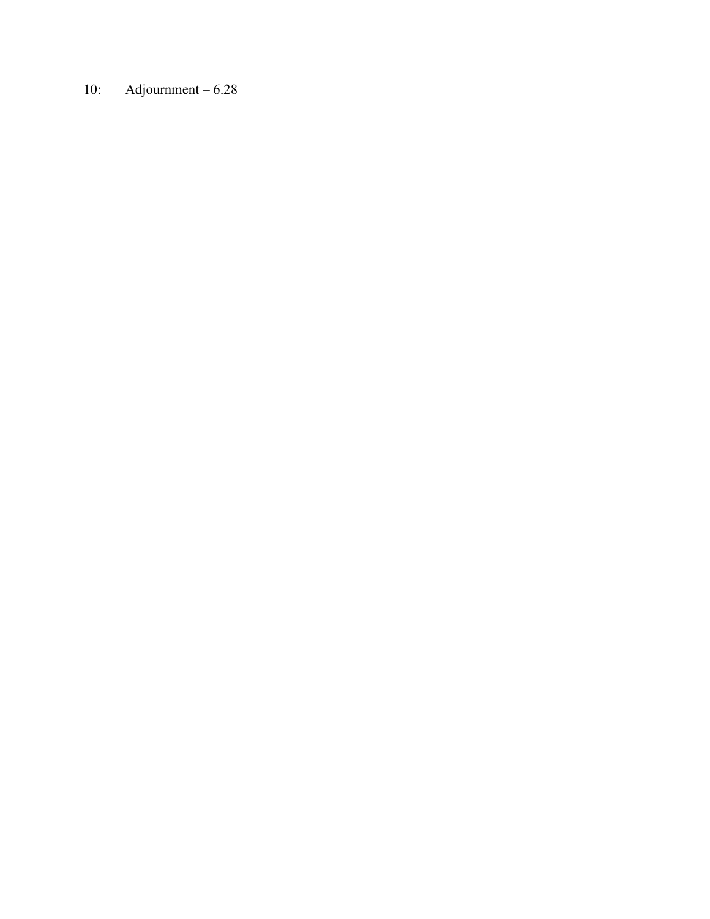10: Adjournment – 6.28